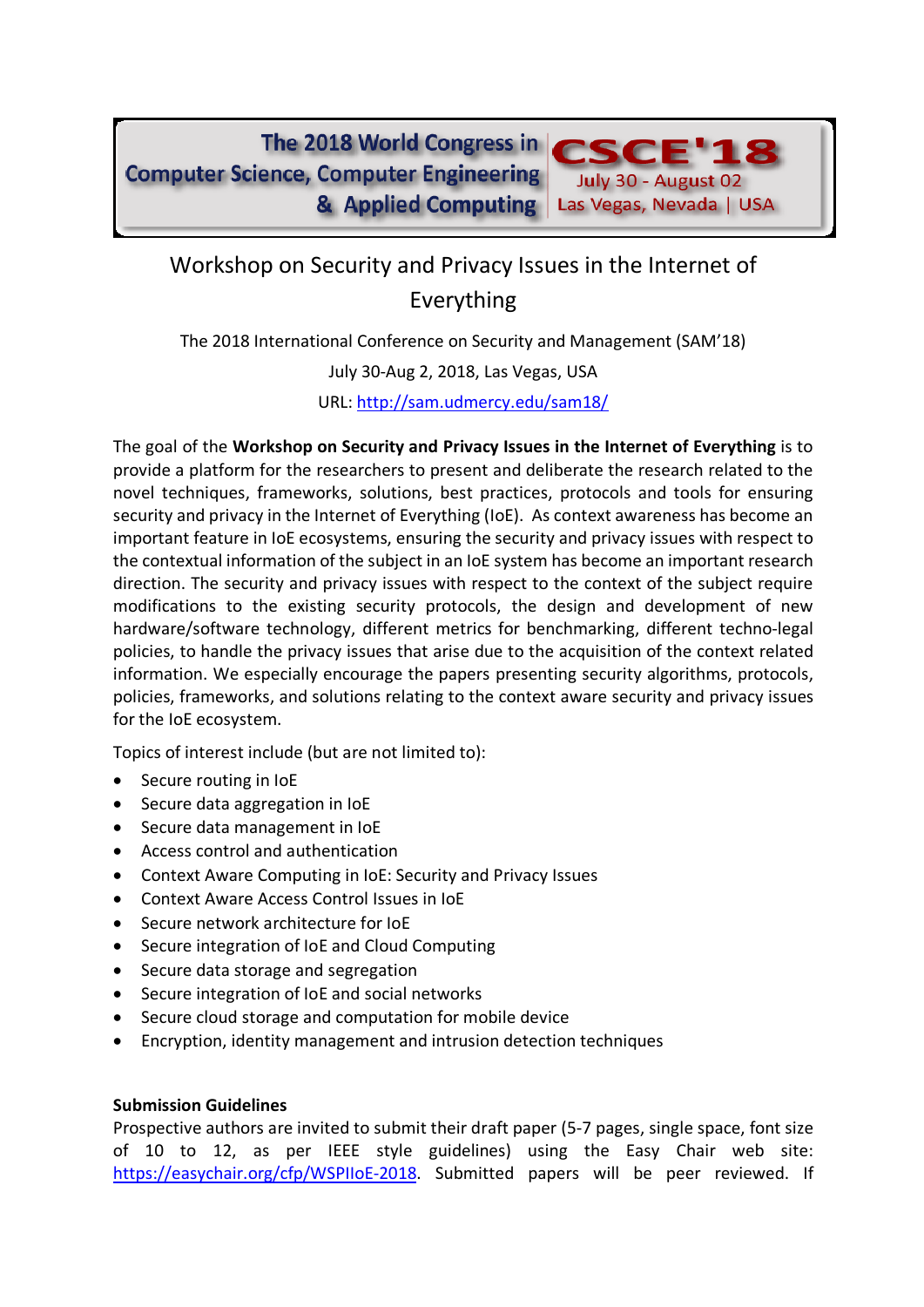The 2018 World Congress in Computer Science, Computer Engineering & Applied Computing

**CSCE'18**
July 30 - August 02
Las Vegas, Nevada | USA

# Workshop on Security and Privacy Issues in the Internet of Everything

The 2018 International Conference on Security and Management (SAM'18)

July 30-Aug 2, 2018, Las Vegas, USA

URL: http://sam.udmercy.edu/sam18/

The goal of the **Workshop on Security and Privacy Issues in the Internet of Everything** is to provide a platform for the researchers to present and deliberate the research related to the novel techniques, frameworks, solutions, best practices, protocols and tools for ensuring security and privacy in the Internet of Everything (IoE). As context awareness has become an important feature in IoE ecosystems, ensuring the security and privacy issues with respect to the contextual information of the subject in an IoE system has become an important research direction. The security and privacy issues with respect to the context of the subject require modifications to the existing security protocols, the design and development of new hardware/software technology, different metrics for benchmarking, different techno-legal policies, to handle the privacy issues that arise due to the acquisition of the context related information. We especially encourage the papers presenting security algorithms, protocols, policies, frameworks, and solutions relating to the context aware security and privacy issues for the IoE ecosystem.

Topics of interest include (but are not limited to):

- Secure routing in IoE
- Secure data aggregation in IoE
- Secure data management in IoE
- Access control and authentication
- Context Aware Computing in IoE: Security and Privacy Issues
- Context Aware Access Control Issues in IoE
- Secure network architecture for IoE
- Secure integration of IoE and Cloud Computing
- Secure data storage and segregation
- Secure integration of IoE and social networks
- Secure cloud storage and computation for mobile device
- Encryption, identity management and intrusion detection techniques

**Submission Guidelines**

Prospective authors are invited to submit their draft paper (5-7 pages, single space, font size of 10 to 12, as per IEEE style guidelines) using the Easy Chair web site: https://easychair.org/cfp/WSPIIoE-2018. Submitted papers will be peer reviewed. If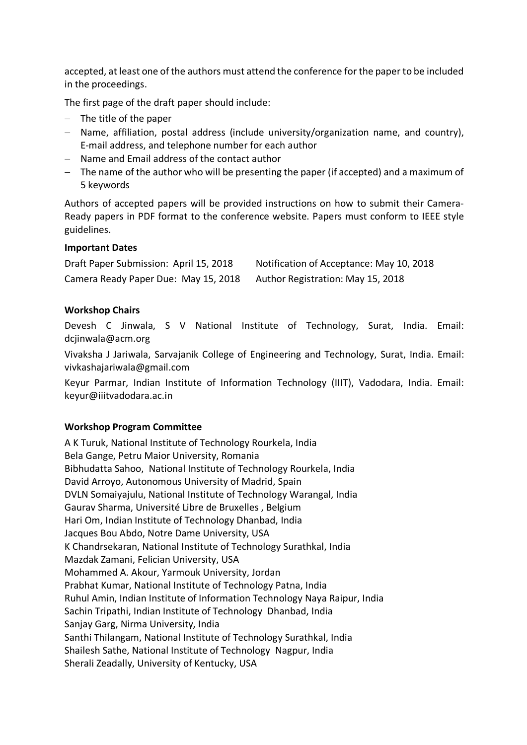accepted, at least one of the authors must attend the conference for the paper to be included in the proceedings.

The first page of the draft paper should include:

- The title of the paper
- Name, affiliation, postal address (include university/organization name, and country), E-mail address, and telephone number for each author
- Name and Email address of the contact author
- The name of the author who will be presenting the paper (if accepted) and a maximum of 5 keywords

Authors of accepted papers will be provided instructions on how to submit their Camera-Ready papers in PDF format to the conference website. Papers must conform to IEEE style guidelines.

**Important Dates**

Draft Paper Submission: April 15, 2018

Notification of Acceptance: May 10, 2018

Camera Ready Paper Due: May 15, 2018

Author Registration: May 15, 2018

**Workshop Chairs**

Devesh C Jinwala, S V National Institute of Technology, Surat, India. Email: dcjinwala@acm.org

Vivaksha J Jariwala, Sarvajanik College of Engineering and Technology, Surat, India. Email: vivkashajariwala@gmail.com

Keyur Parmar, Indian Institute of Information Technology (IIIT), Vadodara, India. Email: keyur@iiitvadodara.ac.in

**Workshop Program Committee**

A K Turuk, National Institute of Technology Rourkela, India
Bela Gange, Petru Maior University, Romania
Bibhudatta Sahoo, National Institute of Technology Rourkela, India
David Arroyo, Autonomous University of Madrid, Spain
DVLN Somaiyajulu, National Institute of Technology Warangal, India
Gaurav Sharma, Université Libre de Bruxelles , Belgium
Hari Om, Indian Institute of Technology Dhanbad, India
Jacques Bou Abdo, Notre Dame University, USA
K Chandrsekaran, National Institute of Technology Surathkal, India
Mazdak Zamani, Felician University, USA
Mohammed A. Akour, Yarmouk University, Jordan
Prabhat Kumar, National Institute of Technology Patna, India
Ruhul Amin, Indian Institute of Information Technology Naya Raipur, India
Sachin Tripathi, Indian Institute of Technology Dhanbad, India
Sanjay Garg, Nirma University, India
Santhi Thilangam, National Institute of Technology Surathkal, India
Shailesh Sathe, National Institute of Technology Nagpur, India
Sherali Zeadally, University of Kentucky, USA